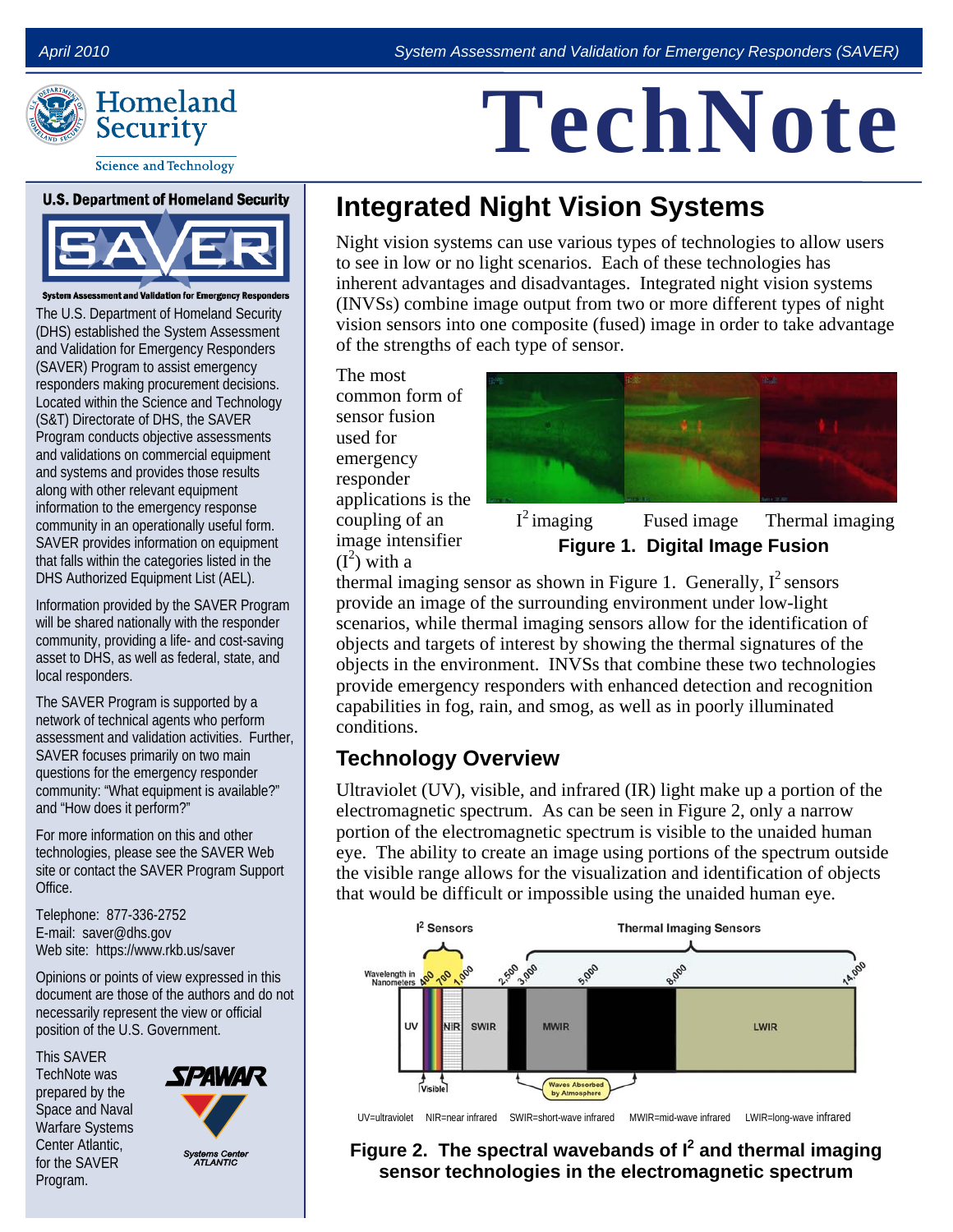# TechNote

## Integrated Night Vision Systems

Night vision systems can use various types of technologies to allow users to see in low or no light scenarios. Each of these technologies has inherent advantages and disadvantages. Integrated night vision systems (INVSs) combine image output from two or more different types of night vision sensors into one composite (fused) image in order to take advantage of the strengths of each type of sensor.

The most common form of sensor fusion used for emergency responder applications is the coupling of an image intensifier ($I^2$) with a thermal imaging sensor as shown in Figure 1. Generally, $I^2$ sensors provide an image of the surrounding environment under low-light scenarios, while thermal imaging sensors allow for the identification of objects and targets of interest by showing the thermal signatures of the objects in the environment. INVSs that combine these two technologies provide emergency responders with enhanced detection and recognition capabilities in fog, rain, and smog, as well as in poorly illuminated conditions.

$I^2$ imaging   Fused image   Thermal imaging

**Figure 1. Digital Image Fusion**

### Technology Overview

Ultraviolet (UV), visible, and infrared (IR) light make up a portion of the electromagnetic spectrum. As can be seen in Figure 2, only a narrow portion of the electromagnetic spectrum is visible to the unaided human eye. The ability to create an image using portions of the spectrum outside the visible range allows for the visualization and identification of objects that would be difficult or impossible using the unaided human eye.

UV=ultraviolet NIR=near infrared SWIR=short-wave infrared MWIR=mid-wave infrared LWIR=long-wave infrared

**Figure 2. The spectral wavebands of $I^2$ and thermal imaging sensor technologies in the electromagnetic spectrum**

---

**U.S. Department of Homeland Security**

**SAVER**

**System Assessment and Validation for Emergency Responders**

The U.S. Department of Homeland Security (DHS) established the System Assessment and Validation for Emergency Responders (SAVER) Program to assist emergency responders making procurement decisions. Located within the Science and Technology (S&T) Directorate of DHS, the SAVER Program conducts objective assessments and validations on commercial equipment and systems and provides those results along with other relevant equipment information to the emergency response community in an operationally useful form. SAVER provides information on equipment that falls within the categories listed in the DHS Authorized Equipment List (AEL).

Information provided by the SAVER Program will be shared nationally with the responder community, providing a life- and cost-saving asset to DHS, as well as federal, state, and local responders.

The SAVER Program is supported by a network of technical agents who perform assessment and validation activities. Further, SAVER focuses primarily on two main questions for the emergency responder community: "What equipment is available?" and "How does it perform?"

For more information on this and other technologies, please see the SAVER Web site or contact the SAVER Program Support Office.

Telephone: 877-336-2752
E-mail: saver@dhs.gov
Web site: https://www.rkb.us/saver

Opinions or points of view expressed in this document are those of the authors and do not necessarily represent the view or official position of the U.S. Government.

This SAVER TechNote was prepared by the Space and Naval Warfare Systems Center Atlantic, for the SAVER Program.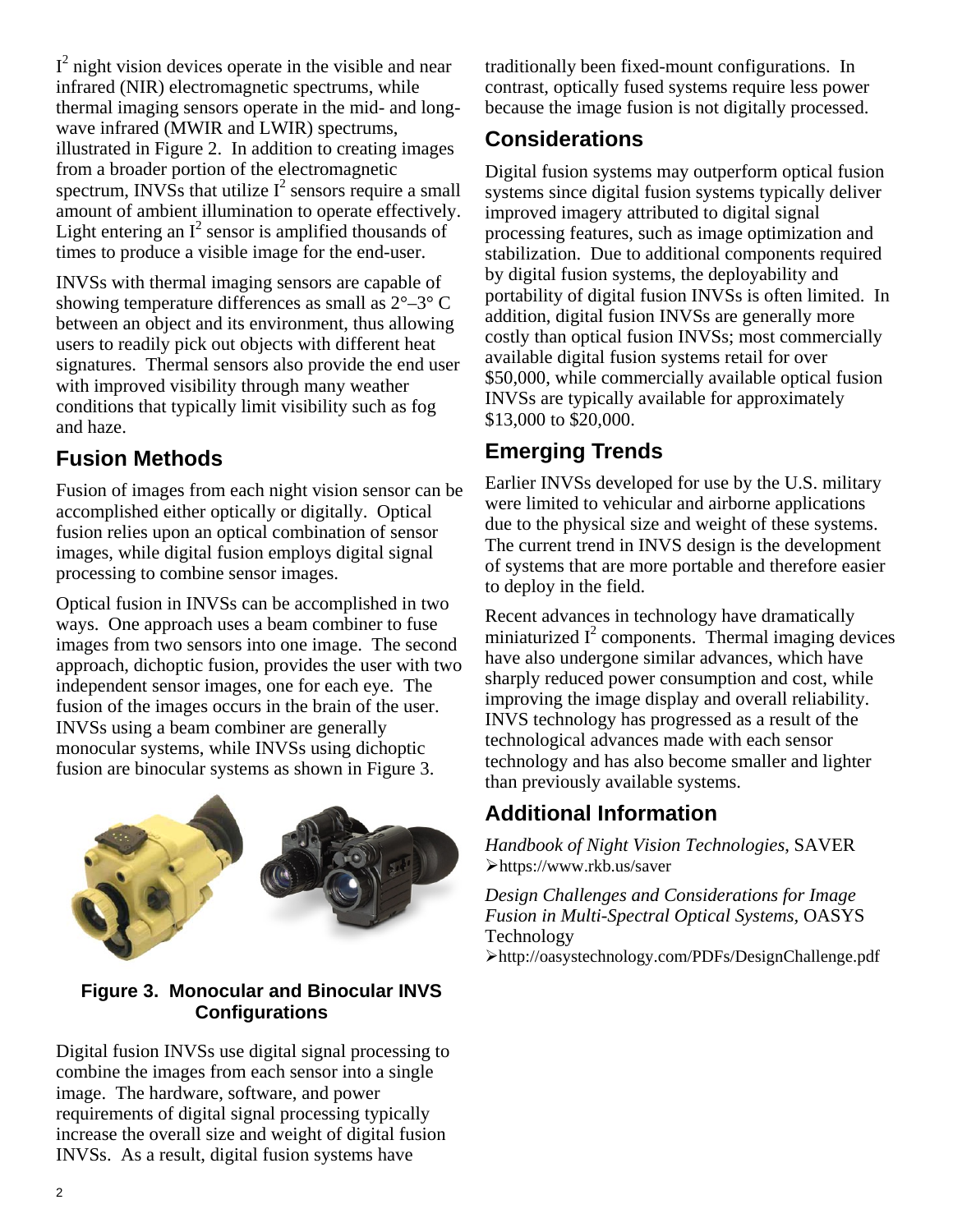$I^2$ night vision devices operate in the visible and near infrared (NIR) electromagnetic spectrums, while thermal imaging sensors operate in the mid- and long-wave infrared (MWIR and LWIR) spectrums, illustrated in Figure 2. In addition to creating images from a broader portion of the electromagnetic spectrum, INVSs that utilize $I^2$ sensors require a small amount of ambient illumination to operate effectively. Light entering an $I^2$ sensor is amplified thousands of times to produce a visible image for the end-user.

INVSs with thermal imaging sensors are capable of showing temperature differences as small as 2°–3° C between an object and its environment, thus allowing users to readily pick out objects with different heat signatures. Thermal sensors also provide the end user with improved visibility through many weather conditions that typically limit visibility such as fog and haze.

## Fusion Methods

Fusion of images from each night vision sensor can be accomplished either optically or digitally. Optical fusion relies upon an optical combination of sensor images, while digital fusion employs digital signal processing to combine sensor images.

Optical fusion in INVSs can be accomplished in two ways. One approach uses a beam combiner to fuse images from two sensors into one image. The second approach, dichoptic fusion, provides the user with two independent sensor images, one for each eye. The fusion of the images occurs in the brain of the user. INVSs using a beam combiner are generally monocular systems, while INVSs using dichoptic fusion are binocular systems as shown in Figure 3.

**Figure 3. Monocular and Binocular INVS Configurations**

Digital fusion INVSs use digital signal processing to combine the images from each sensor into a single image. The hardware, software, and power requirements of digital signal processing typically increase the overall size and weight of digital fusion INVSs. As a result, digital fusion systems have traditionally been fixed-mount configurations. In contrast, optically fused systems require less power because the image fusion is not digitally processed.

## Considerations

Digital fusion systems may outperform optical fusion systems since digital fusion systems typically deliver improved imagery attributed to digital signal processing features, such as image optimization and stabilization. Due to additional components required by digital fusion systems, the deployability and portability of digital fusion INVSs is often limited. In addition, digital fusion INVSs are generally more costly than optical fusion INVSs; most commercially available digital fusion systems retail for over $50,000, while commercially available optical fusion INVSs are typically available for approximately $13,000 to $20,000.

## Emerging Trends

Earlier INVSs developed for use by the U.S. military were limited to vehicular and airborne applications due to the physical size and weight of these systems. The current trend in INVS design is the development of systems that are more portable and therefore easier to deploy in the field.

Recent advances in technology have dramatically miniaturized $I^2$ components. Thermal imaging devices have also undergone similar advances, which have sharply reduced power consumption and cost, while improving the image display and overall reliability. INVS technology has progressed as a result of the technological advances made with each sensor technology and has also become smaller and lighter than previously available systems.

## Additional Information

*Handbook of Night Vision Technologies*, SAVER
➢https://www.rkb.us/saver

*Design Challenges and Considerations for Image Fusion in Multi-Spectral Optical Systems*, OASYS Technology
➢http://oasystechnology.com/PDFs/DesignChallenge.pdf